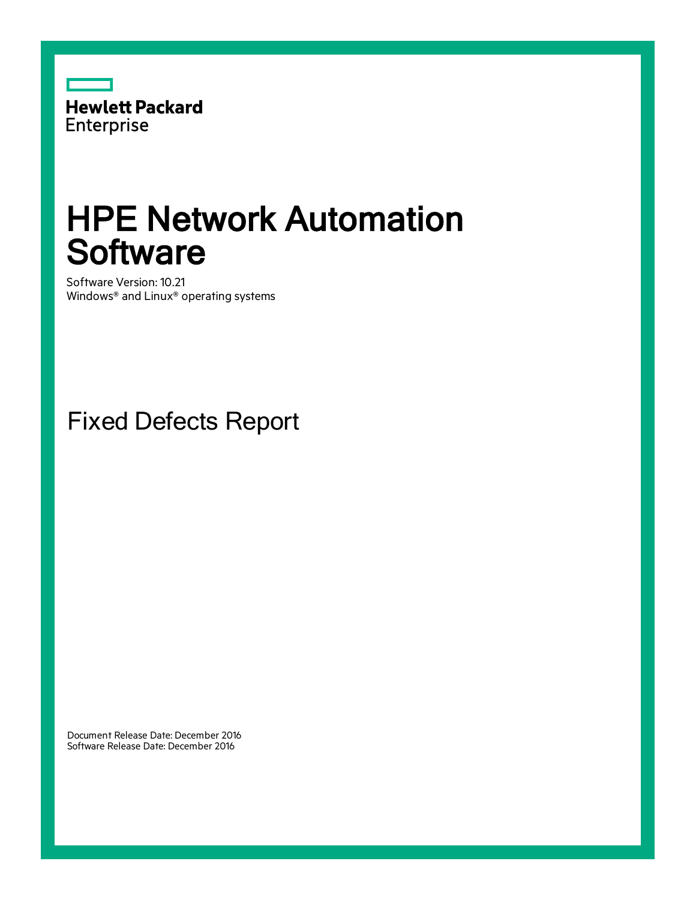Hewlett Packard Enterprise

# HPE Network Automation Software

Software Version: 10.21
Windows® and Linux® operating systems

## Fixed Defects Report

Document Release Date: December 2016
Software Release Date: December 2016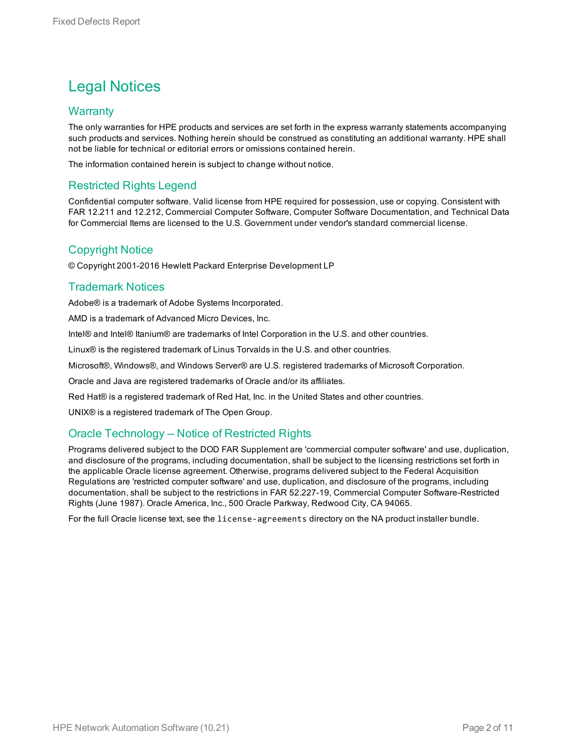# Legal Notices

## Warranty

The only warranties for HPE products and services are set forth in the express warranty statements accompanying such products and services. Nothing herein should be construed as constituting an additional warranty. HPE shall not be liable for technical or editorial errors or omissions contained herein.

The information contained herein is subject to change without notice.

## Restricted Rights Legend

Confidential computer software. Valid license from HPE required for possession, use or copying. Consistent with FAR 12.211 and 12.212, Commercial Computer Software, Computer Software Documentation, and Technical Data for Commercial Items are licensed to the U.S. Government under vendor's standard commercial license.

## Copyright Notice

© Copyright 2001-2016 Hewlett Packard Enterprise Development LP

## Trademark Notices

Adobe® is a trademark of Adobe Systems Incorporated.

AMD is a trademark of Advanced Micro Devices, Inc.

Intel® and Intel® Itanium® are trademarks of Intel Corporation in the U.S. and other countries.

Linux® is the registered trademark of Linus Torvalds in the U.S. and other countries.

Microsoft®, Windows®, and Windows Server® are U.S. registered trademarks of Microsoft Corporation.

Oracle and Java are registered trademarks of Oracle and/or its affiliates.

Red Hat® is a registered trademark of Red Hat, Inc. in the United States and other countries.

UNIX® is a registered trademark of The Open Group.

## Oracle Technology — Notice of Restricted Rights

Programs delivered subject to the DOD FAR Supplement are 'commercial computer software' and use, duplication, and disclosure of the programs, including documentation, shall be subject to the licensing restrictions set forth in the applicable Oracle license agreement. Otherwise, programs delivered subject to the Federal Acquisition Regulations are 'restricted computer software' and use, duplication, and disclosure of the programs, including documentation, shall be subject to the restrictions in FAR 52.227-19, Commercial Computer Software-Restricted Rights (June 1987). Oracle America, Inc., 500 Oracle Parkway, Redwood City, CA 94065.

For the full Oracle license text, see the `license-agreements` directory on the NA product installer bundle.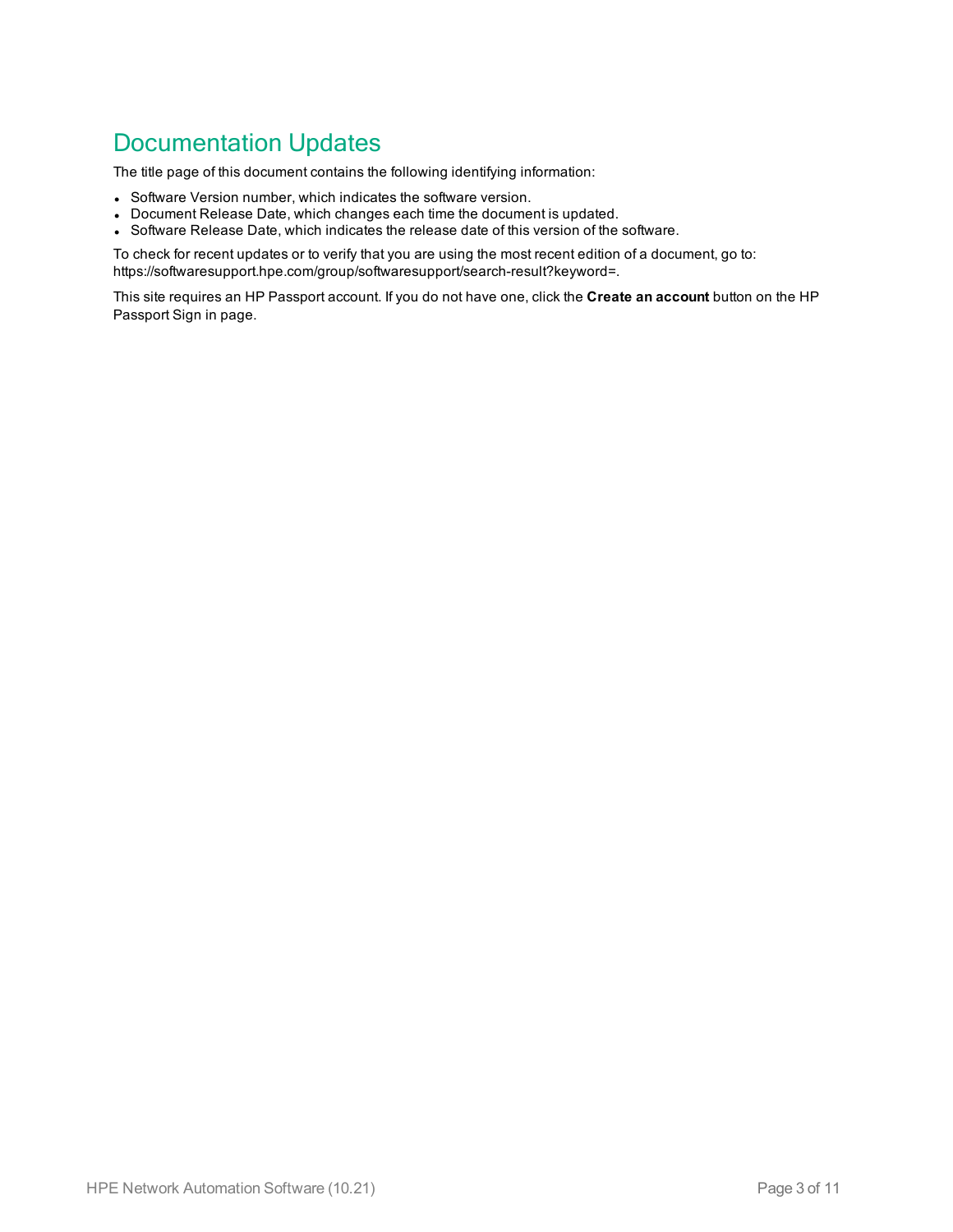# Documentation Updates

The title page of this document contains the following identifying information:

- Software Version number, which indicates the software version.
- Document Release Date, which changes each time the document is updated.
- Software Release Date, which indicates the release date of this version of the software.

To check for recent updates or to verify that you are using the most recent edition of a document, go to: https://softwaresupport.hpe.com/group/softwaresupport/search-result?keyword=.

This site requires an HP Passport account. If you do not have one, click the **Create an account** button on the HP Passport Sign in page.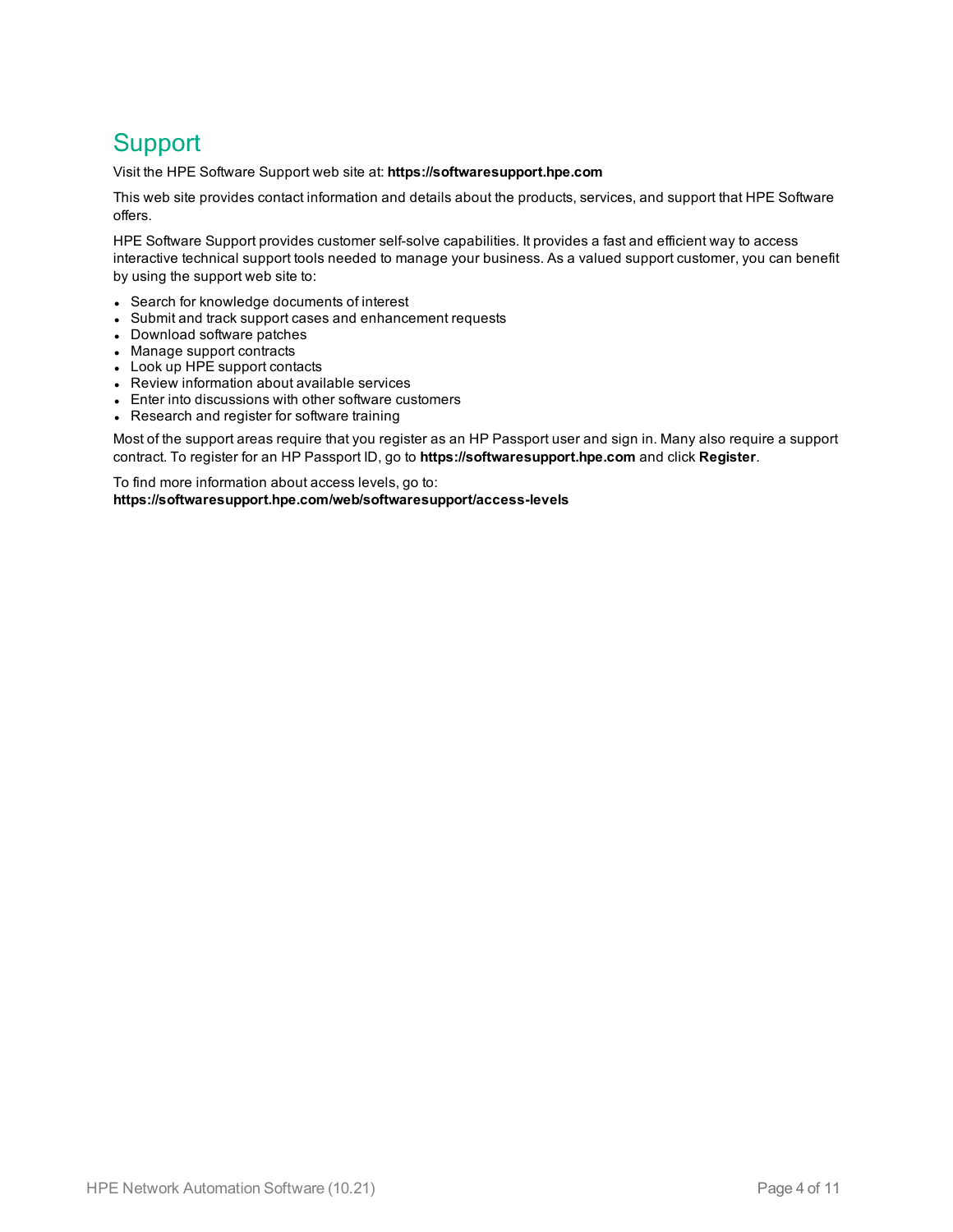# Support

Visit the HPE Software Support web site at: **https://softwaresupport.hpe.com**

This web site provides contact information and details about the products, services, and support that HPE Software offers.

HPE Software Support provides customer self-solve capabilities. It provides a fast and efficient way to access interactive technical support tools needed to manage your business. As a valued support customer, you can benefit by using the support web site to:

- Search for knowledge documents of interest
- Submit and track support cases and enhancement requests
- Download software patches
- Manage support contracts
- Look up HPE support contacts
- Review information about available services
- Enter into discussions with other software customers
- Research and register for software training

Most of the support areas require that you register as an HP Passport user and sign in. Many also require a support contract. To register for an HP Passport ID, go to **https://softwaresupport.hpe.com** and click **Register**.

To find more information about access levels, go to:
**https://softwaresupport.hpe.com/web/softwaresupport/access-levels**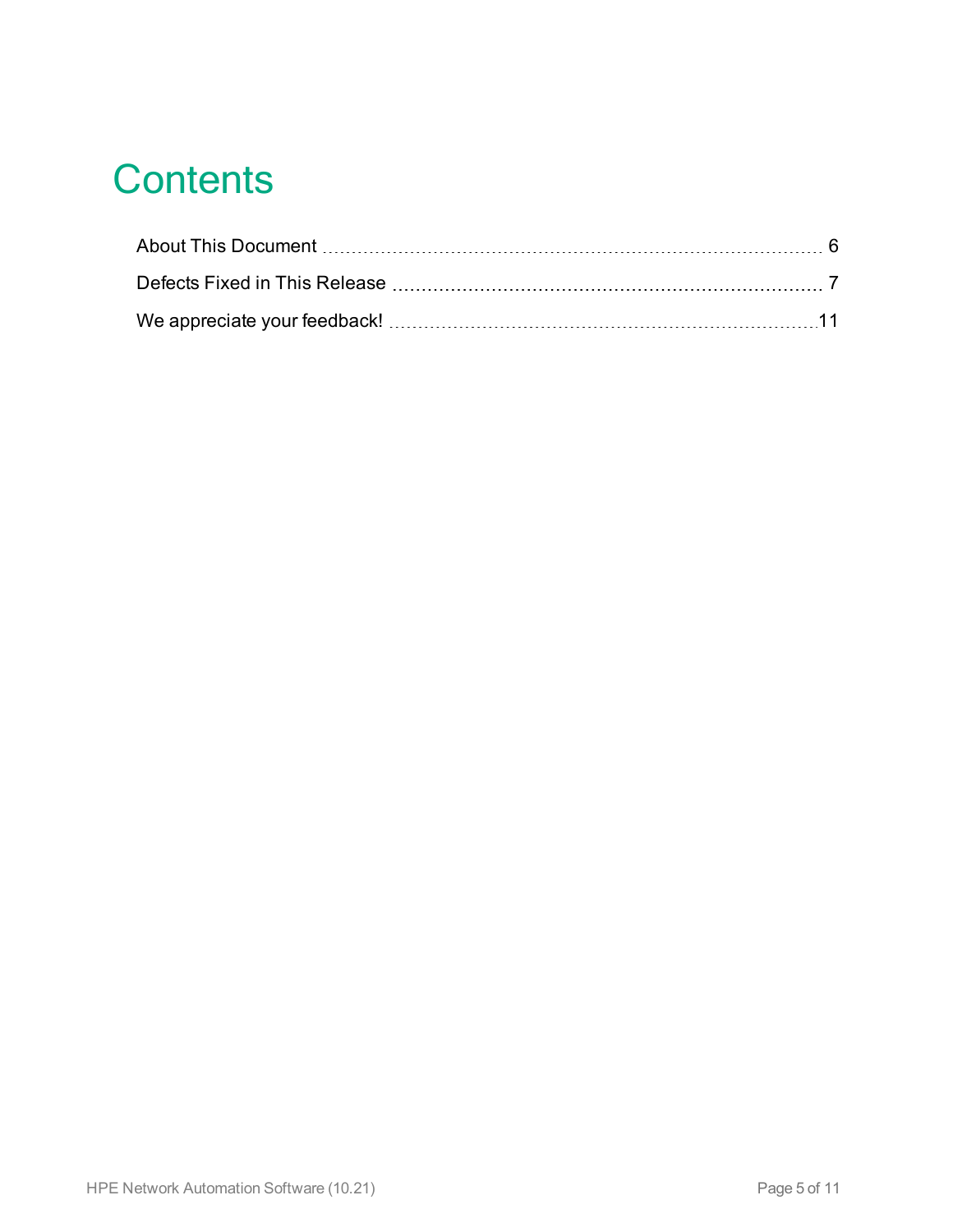# Contents

About This Document ........ 6

Defects Fixed in This Release ........ 7

We appreciate your feedback! ........ 11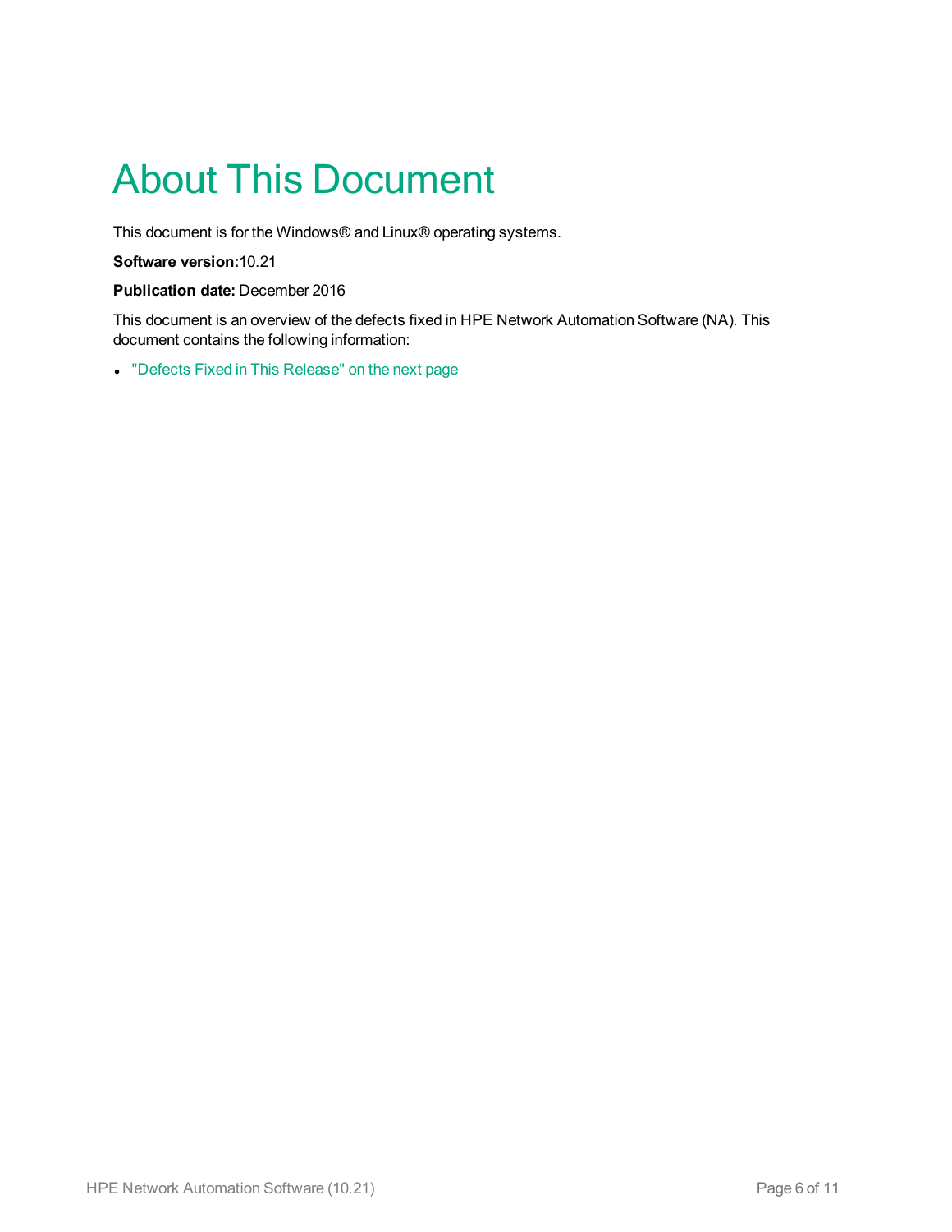# About This Document

This document is for the Windows® and Linux® operating systems.

**Software version:**10.21

**Publication date:** December 2016

This document is an overview of the defects fixed in HPE Network Automation Software (NA). This document contains the following information:

- "Defects Fixed in This Release" on the next page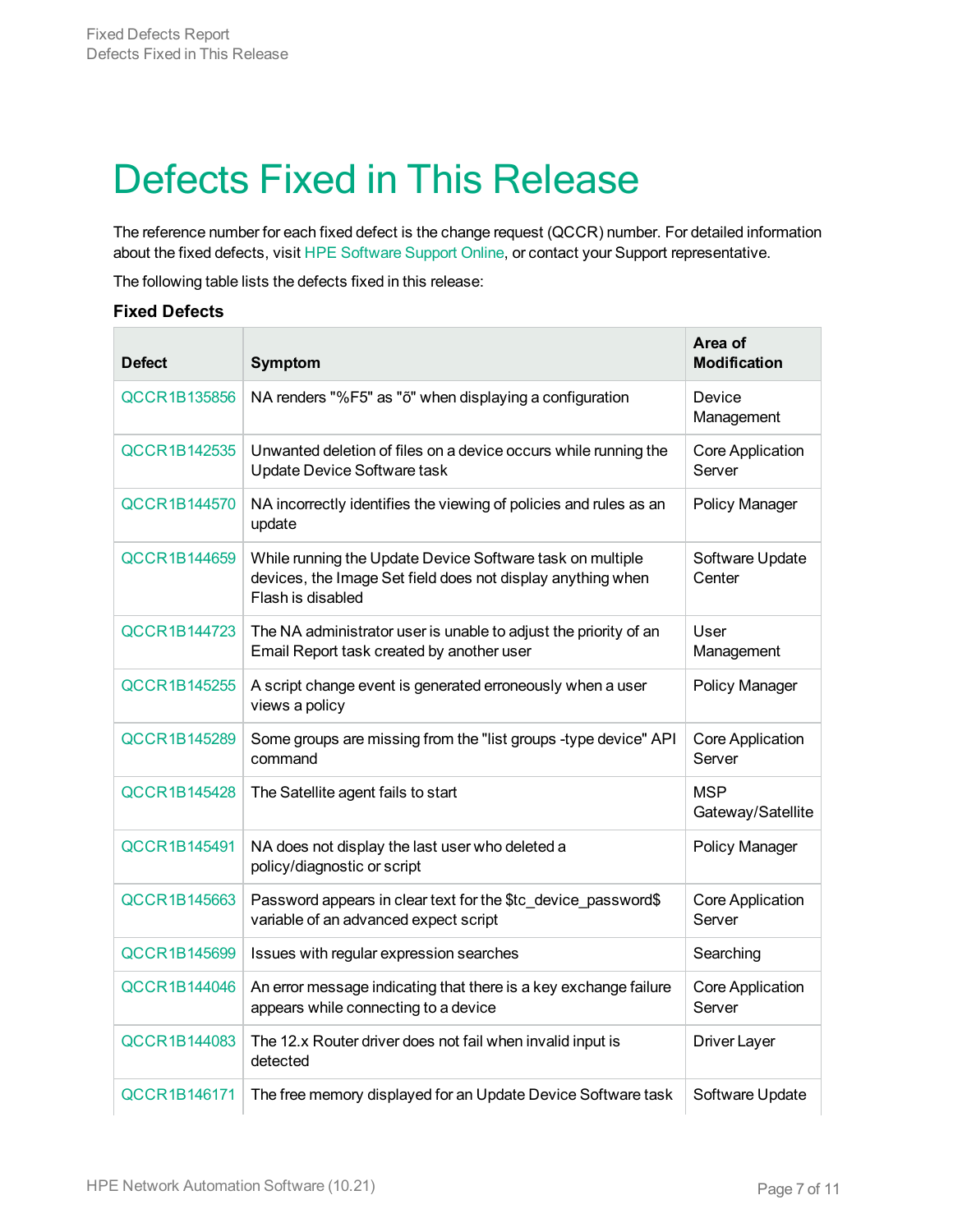# Defects Fixed in This Release

The reference number for each fixed defect is the change request (QCCR) number. For detailed information about the fixed defects, visit HPE Software Support Online, or contact your Support representative.

The following table lists the defects fixed in this release:

**Fixed Defects**

| Defect | Symptom | Area of Modification |
|---|---|---|
| QCCR1B135856 | NA renders "%F5" as "õ" when displaying a configuration | Device Management |
| QCCR1B142535 | Unwanted deletion of files on a device occurs while running the Update Device Software task | Core Application Server |
| QCCR1B144570 | NA incorrectly identifies the viewing of policies and rules as an update | Policy Manager |
| QCCR1B144659 | While running the Update Device Software task on multiple devices, the Image Set field does not display anything when Flash is disabled | Software Update Center |
| QCCR1B144723 | The NA administrator user is unable to adjust the priority of an Email Report task created by another user | User Management |
| QCCR1B145255 | A script change event is generated erroneously when a user views a policy | Policy Manager |
| QCCR1B145289 | Some groups are missing from the "list groups -type device" API command | Core Application Server |
| QCCR1B145428 | The Satellite agent fails to start | MSP Gateway/Satellite |
| QCCR1B145491 | NA does not display the last user who deleted a policy/diagnostic or script | Policy Manager |
| QCCR1B145663 | Password appears in clear text for the $tc_device_password$ variable of an advanced expect script | Core Application Server |
| QCCR1B145699 | Issues with regular expression searches | Searching |
| QCCR1B144046 | An error message indicating that there is a key exchange failure appears while connecting to a device | Core Application Server |
| QCCR1B144083 | The 12.x Router driver does not fail when invalid input is detected | Driver Layer |
| QCCR1B146171 | The free memory displayed for an Update Device Software task | Software Update |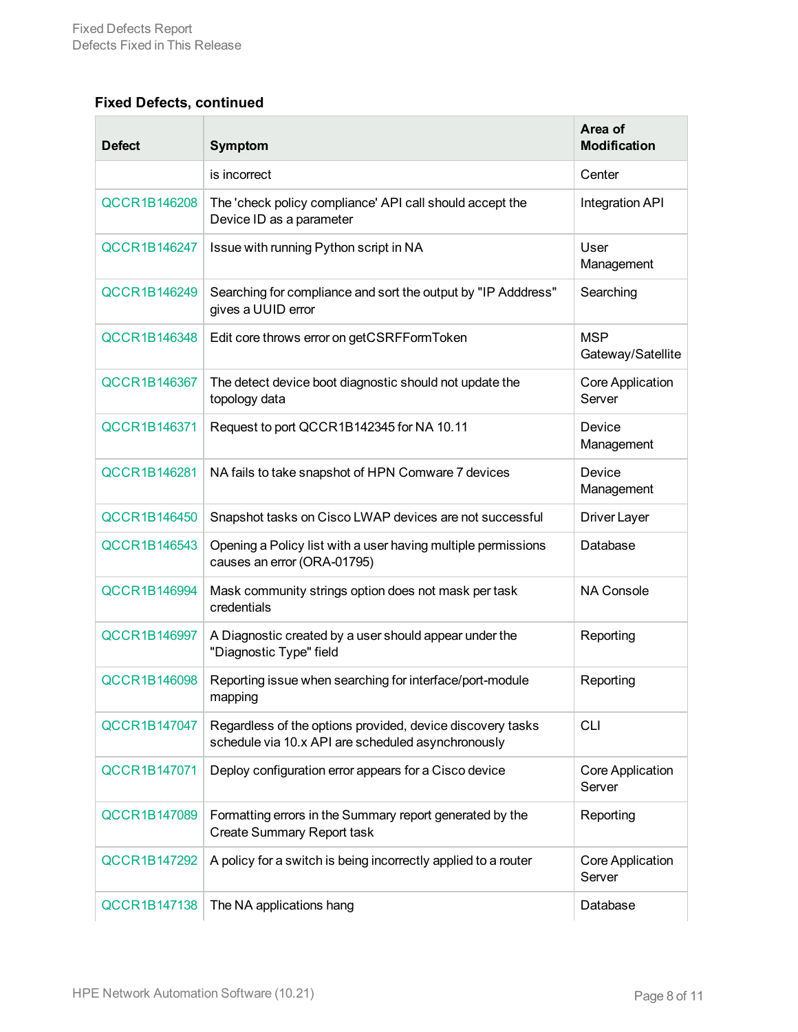### Fixed Defects, continued

| Defect | Symptom | Area of Modification |
| --- | --- | --- |
| | is incorrect | Center |
| QCCR1B146208 | The 'check policy compliance' API call should accept the Device ID as a parameter | Integration API |
| QCCR1B146247 | Issue with running Python script in NA | User Management |
| QCCR1B146249 | Searching for compliance and sort the output by "IP Adddress" gives a UUID error | Searching |
| QCCR1B146348 | Edit core throws error on getCSRFFormToken | MSP Gateway/Satellite |
| QCCR1B146367 | The detect device boot diagnostic should not update the topology data | Core Application Server |
| QCCR1B146371 | Request to port QCCR1B142345 for NA 10.11 | Device Management |
| QCCR1B146281 | NA fails to take snapshot of HPN Comware 7 devices | Device Management |
| QCCR1B146450 | Snapshot tasks on Cisco LWAP devices are not successful | Driver Layer |
| QCCR1B146543 | Opening a Policy list with a user having multiple permissions causes an error (ORA-01795) | Database |
| QCCR1B146994 | Mask community strings option does not mask per task credentials | NA Console |
| QCCR1B146997 | A Diagnostic created by a user should appear under the "Diagnostic Type" field | Reporting |
| QCCR1B146098 | Reporting issue when searching for interface/port-module mapping | Reporting |
| QCCR1B147047 | Regardless of the options provided, device discovery tasks schedule via 10.x API are scheduled asynchronously | CLI |
| QCCR1B147071 | Deploy configuration error appears for a Cisco device | Core Application Server |
| QCCR1B147089 | Formatting errors in the Summary report generated by the Create Summary Report task | Reporting |
| QCCR1B147292 | A policy for a switch is being incorrectly applied to a router | Core Application Server |
| QCCR1B147138 | The NA applications hang | Database |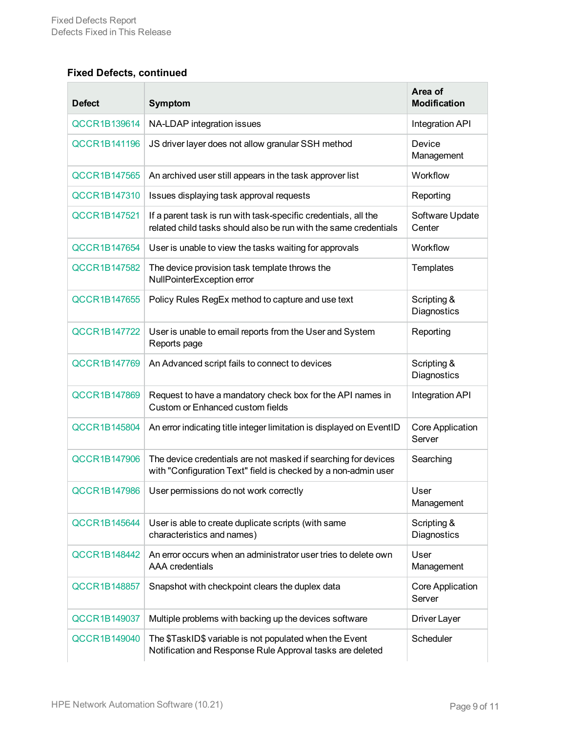**Fixed Defects, continued**

| Defect | Symptom | Area of Modification |
|---|---|---|
| QCCR1B139614 | NA-LDAP integration issues | Integration API |
| QCCR1B141196 | JS driver layer does not allow granular SSH method | Device Management |
| QCCR1B147565 | An archived user still appears in the task approver list | Workflow |
| QCCR1B147310 | Issues displaying task approval requests | Reporting |
| QCCR1B147521 | If a parent task is run with task-specific credentials, all the related child tasks should also be run with the same credentials | Software Update Center |
| QCCR1B147654 | User is unable to view the tasks waiting for approvals | Workflow |
| QCCR1B147582 | The device provision task template throws the NullPointerException error | Templates |
| QCCR1B147655 | Policy Rules RegEx method to capture and use text | Scripting & Diagnostics |
| QCCR1B147722 | User is unable to email reports from the User and System Reports page | Reporting |
| QCCR1B147769 | An Advanced script fails to connect to devices | Scripting & Diagnostics |
| QCCR1B147869 | Request to have a mandatory check box for the API names in Custom or Enhanced custom fields | Integration API |
| QCCR1B145804 | An error indicating title integer limitation is displayed on EventID | Core Application Server |
| QCCR1B147906 | The device credentials are not masked if searching for devices with "Configuration Text" field is checked by a non-admin user | Searching |
| QCCR1B147986 | User permissions do not work correctly | User Management |
| QCCR1B145644 | User is able to create duplicate scripts (with same characteristics and names) | Scripting & Diagnostics |
| QCCR1B148442 | An error occurs when an administrator user tries to delete own AAA credentials | User Management |
| QCCR1B148857 | Snapshot with checkpoint clears the duplex data | Core Application Server |
| QCCR1B149037 | Multiple problems with backing up the devices software | Driver Layer |
| QCCR1B149040 | The $TaskID$ variable is not populated when the Event Notification and Response Rule Approval tasks are deleted | Scheduler |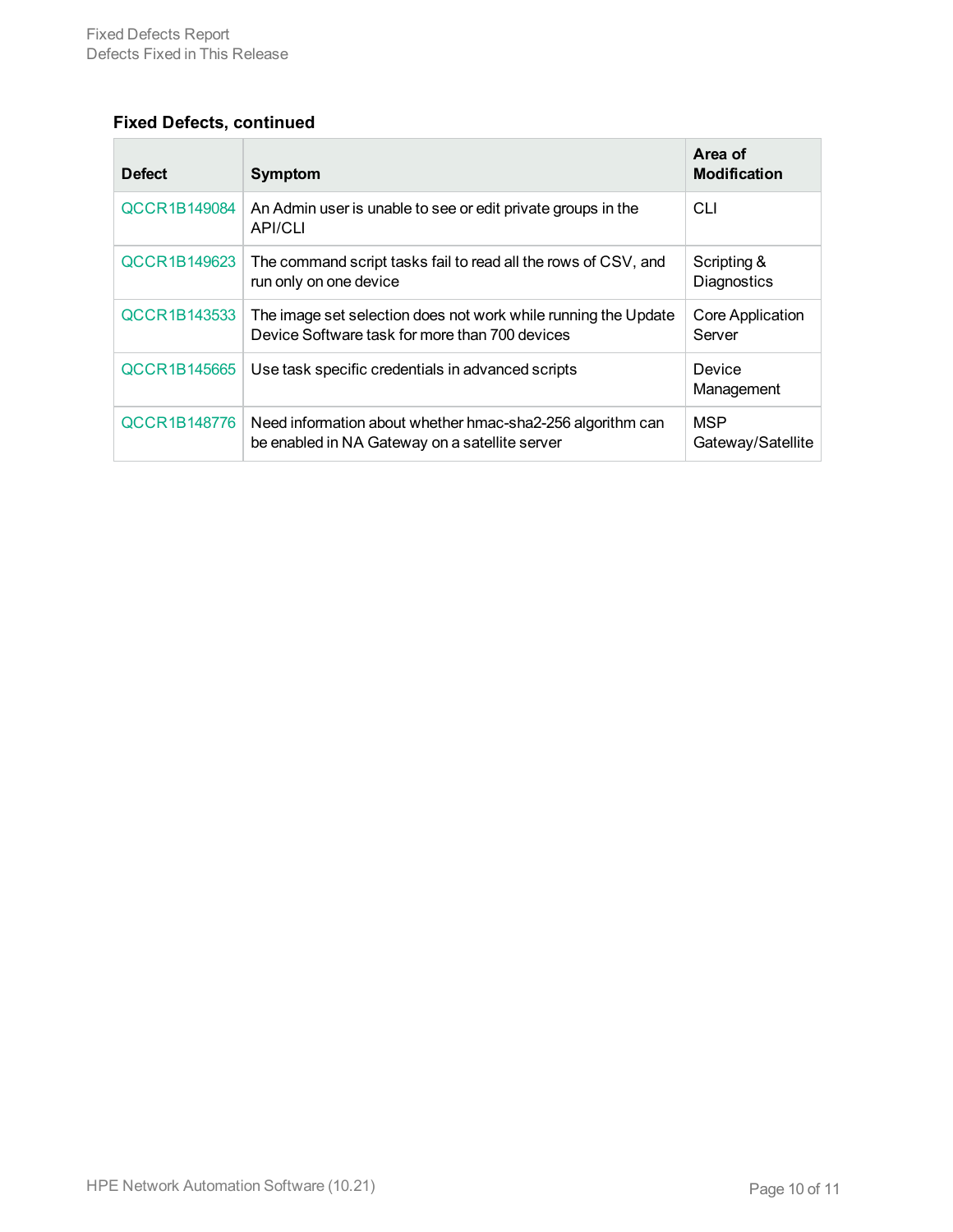**Fixed Defects, continued**

| Defect | Symptom | Area of Modification |
|---|---|---|
| QCCR1B149084 | An Admin user is unable to see or edit private groups in the API/CLI | CLI |
| QCCR1B149623 | The command script tasks fail to read all the rows of CSV, and run only on one device | Scripting & Diagnostics |
| QCCR1B143533 | The image set selection does not work while running the Update Device Software task for more than 700 devices | Core Application Server |
| QCCR1B145665 | Use task specific credentials in advanced scripts | Device Management |
| QCCR1B148776 | Need information about whether hmac-sha2-256 algorithm can be enabled in NA Gateway on a satellite server | MSP Gateway/Satellite |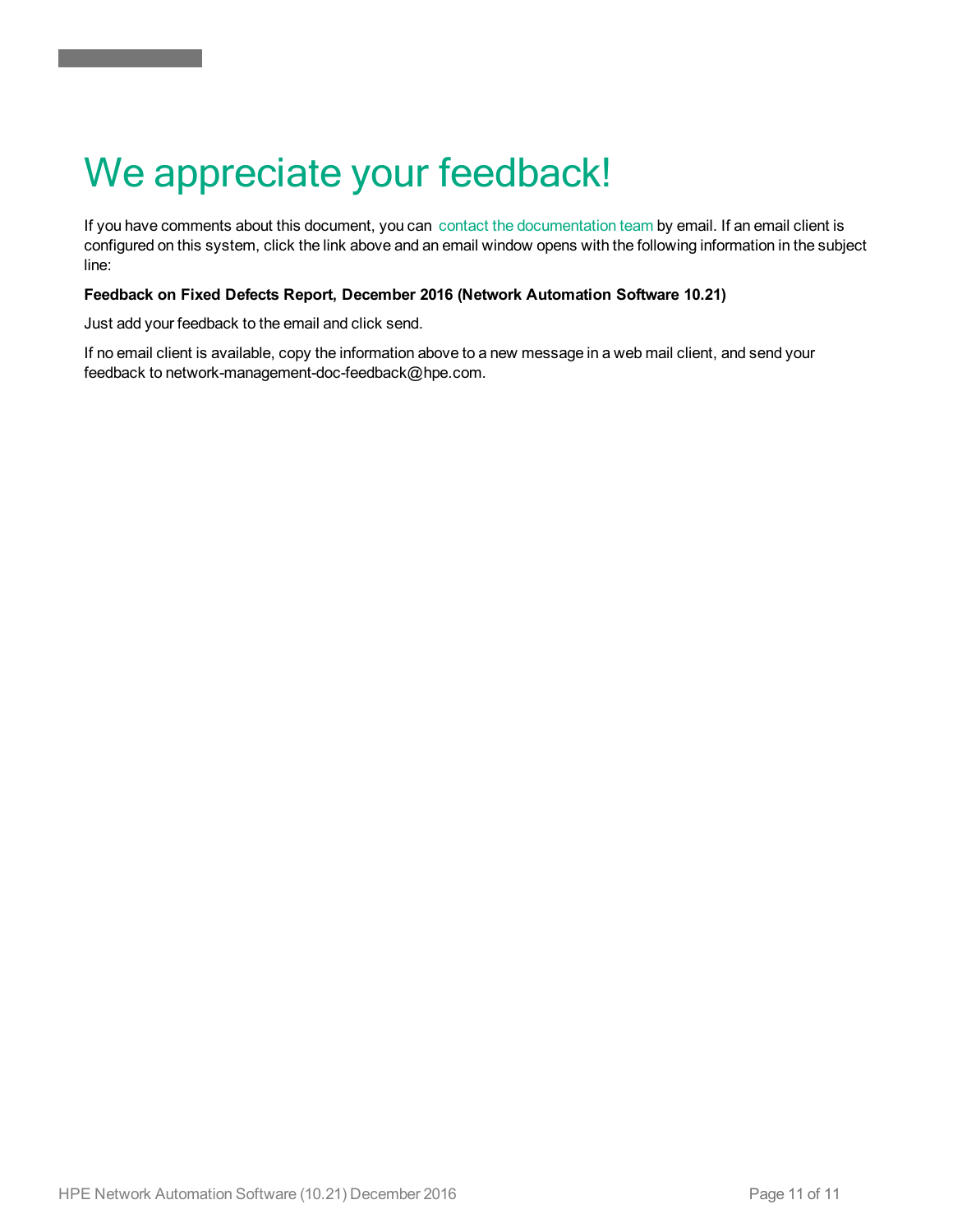# We appreciate your feedback!

If you have comments about this document, you can contact the documentation team by email. If an email client is configured on this system, click the link above and an email window opens with the following information in the subject line:

**Feedback on Fixed Defects Report, December 2016 (Network Automation Software 10.21)**

Just add your feedback to the email and click send.

If no email client is available, copy the information above to a new message in a web mail client, and send your feedback to network-management-doc-feedback@hpe.com.